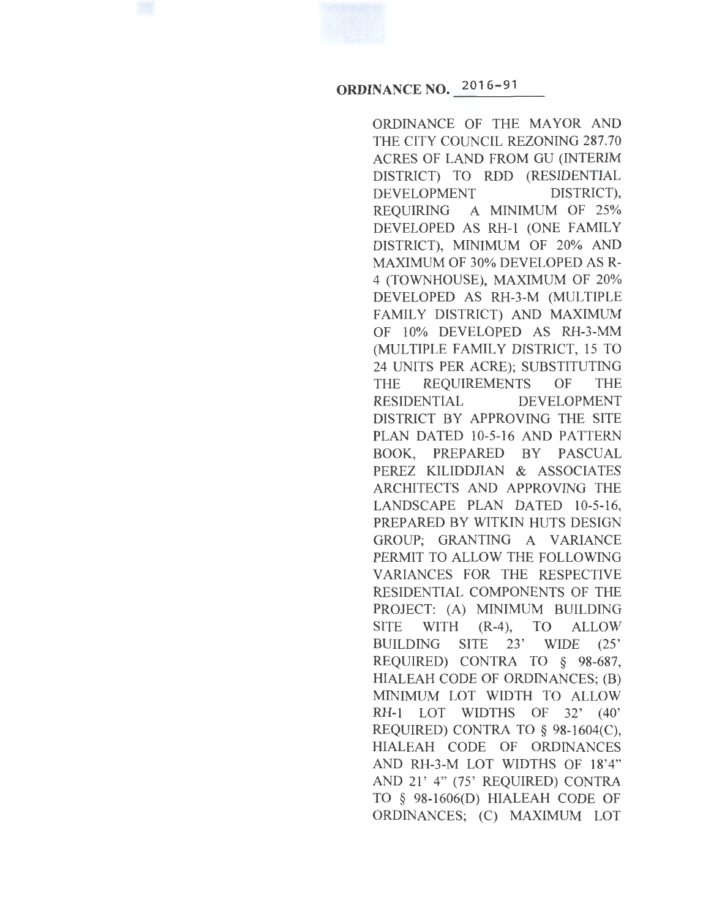**ORDINANCE NO. 2016-91**

ORDINANCE OF THE MAYOR AND THE CITY COUNCIL REZONING 287.70 ACRES OF LAND FROM GU (INTERIM DISTRICT) TO RDD (RESIDENTIAL DEVELOPMENT DISTRICT), REQUIRING A MINIMUM OF 25% DEVELOPED AS RH-1 (ONE FAMILY DISTRICT), MINIMUM OF 20% AND MAXIMUM OF 30% DEVELOPED AS R-4 (TOWNHOUSE), MAXIMUM OF 20% DEVELOPED AS RH-3-M (MULTIPLE FAMILY DISTRICT) AND MAXIMUM OF 10% DEVELOPED AS RH-3-MM (MULTIPLE FAMILY DISTRICT, 15 TO 24 UNITS PER ACRE); SUBSTITUTING THE REQUIREMENTS OF THE RESIDENTIAL DEVELOPMENT DISTRICT BY APPROVING THE SITE PLAN DATED 10-5-16 AND PATTERN BOOK, PREPARED BY PASCUAL PEREZ KILIDDJIAN & ASSOCIATES ARCHITECTS AND APPROVING THE LANDSCAPE PLAN DATED 10-5-16, PREPARED BY WITKIN HUTS DESIGN GROUP; GRANTING A VARIANCE PERMIT TO ALLOW THE FOLLOWING VARIANCES FOR THE RESPECTIVE RESIDENTIAL COMPONENTS OF THE PROJECT: (A) MINIMUM BUILDING SITE WITH (R-4), TO ALLOW BUILDING SITE 23' WIDE (25' REQUIRED) CONTRA TO § 98-687, HIALEAH CODE OF ORDINANCES; (B) MINIMUM LOT WIDTH TO ALLOW RH-1 LOT WIDTHS OF 32' (40' REQUIRED) CONTRA TO § 98-1604(C), HIALEAH CODE OF ORDINANCES AND RH-3-M LOT WIDTHS OF 18'4" AND 21' 4" (75' REQUIRED) CONTRA TO § 98-1606(D) HIALEAH CODE OF ORDINANCES; (C) MAXIMUM LOT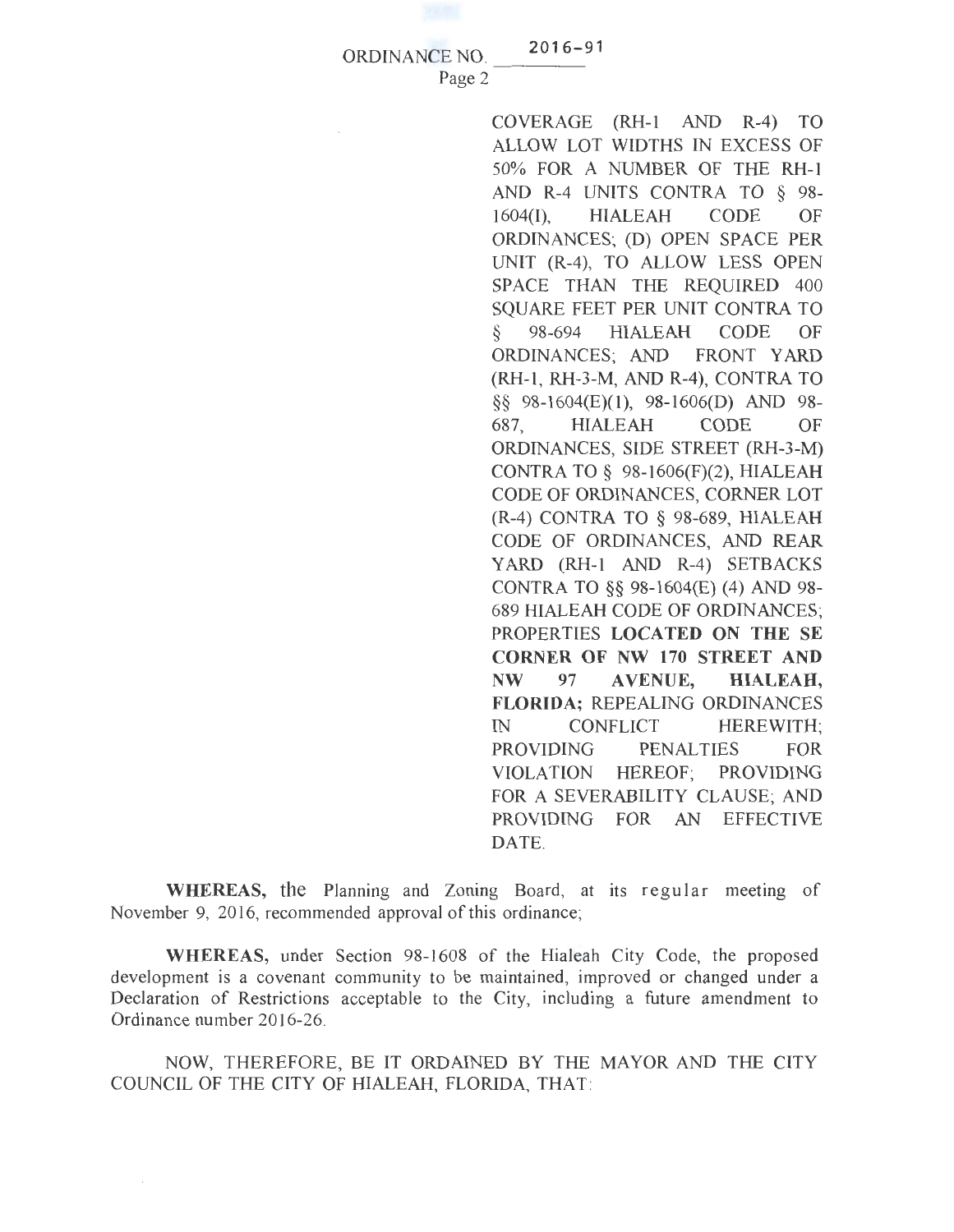COVERAGE (RH-1 AND R-4) TO ALLOW LOT WIDTHS IN EXCESS OF 50% FOR A NUMBER OF THE RH-1 AND R-4 UNITS CONTRA TO § 98-1604(I), HIALEAH CODE OF ORDINANCES; (D) OPEN SPACE PER UNIT (R-4), TO ALLOW LESS OPEN SPACE THAN THE REQUIRED 400 SQUARE FEET PER UNIT CONTRA TO § 98-694 HIALEAH CODE OF ORDINANCES; AND FRONT YARD (RH-1, RH-3-M, AND R-4), CONTRA TO §§ 98-1604(E)(1), 98-1606(D) AND 98-687, HIALEAH CODE OF ORDINANCES, SIDE STREET (RH-3-M) CONTRA TO § 98-1606(F)(2), HIALEAH CODE OF ORDINANCES, CORNER LOT (R-4) CONTRA TO § 98-689, HIALEAH CODE OF ORDINANCES, AND REAR YARD (RH-1 AND R-4) SETBACKS CONTRA TO §§ 98-1604(E) (4) AND 98-689 HIALEAH CODE OF ORDINANCES; PROPERTIES **LOCATED ON THE SE CORNER OF NW 170 STREET AND NW 97 AVENUE, HIALEAH, FLORIDA;** REPEALING ORDINANCES IN CONFLICT HEREWITH; PROVIDING PENALTIES FOR VIOLATION HEREOF; PROVIDING FOR A SEVERABILITY CLAUSE; AND PROVIDING FOR AN EFFECTIVE DATE.

**WHEREAS,** the Planning and Zoning Board, at its regular meeting of November 9, 2016, recommended approval of this ordinance;

**WHEREAS,** under Section 98-1608 of the Hialeah City Code, the proposed development is a covenant community to be maintained, improved or changed under a Declaration of Restrictions acceptable to the City, including a future amendment to Ordinance number 2016-26.

NOW, THEREFORE, BE IT ORDAINED BY THE MAYOR AND THE CITY COUNCIL OF THE CITY OF HIALEAH, FLORIDA, THAT: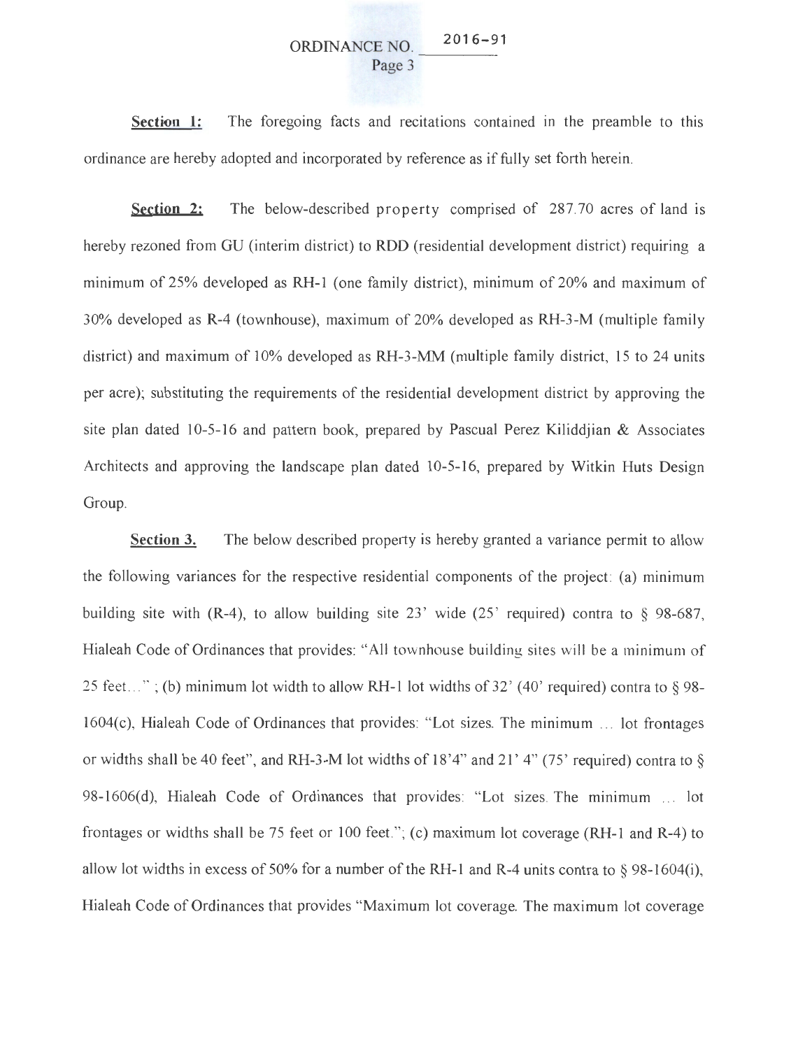ORDINANCE NO. 2016-91

**Section 1:** The foregoing facts and recitations contained in the preamble to this ordinance are hereby adopted and incorporated by reference as if fully set forth herein.

**Section 2:** The below-described property comprised of 287.70 acres of land is hereby rezoned from GU (interim district) to RDD (residential development district) requiring a minimum of 25% developed as RH-1 (one family district), minimum of 20% and maximum of 30% developed as R-4 (townhouse), maximum of 20% developed as RH-3-M (multiple family district) and maximum of 10% developed as RH-3-MM (multiple family district, 15 to 24 units per acre); substituting the requirements of the residential development district by approving the site plan dated 10-5-16 and pattern book, prepared by Pascual Perez Kiliddjian & Associates Architects and approving the landscape plan dated 10-5-16, prepared by Witkin Huts Design Group.

**Section 3.** The below described property is hereby granted a variance permit to allow the following variances for the respective residential components of the project: (a) minimum building site with (R-4), to allow building site 23' wide (25' required) contra to § 98-687, Hialeah Code of Ordinances that provides: "All townhouse building sites will be a minimum of 25 feet..." ; (b) minimum lot width to allow RH-1 lot widths of 32' (40' required) contra to § 98-1604(c), Hialeah Code of Ordinances that provides: "Lot sizes. The minimum ... lot frontages or widths shall be 40 feet", and RH-3-M lot widths of 18'4" and 21' 4" (75' required) contra to § 98-1606(d), Hialeah Code of Ordinances that provides: "Lot sizes. The minimum ... lot frontages or widths shall be 75 feet or 100 feet."; (c) maximum lot coverage (RH-1 and R-4) to allow lot widths in excess of 50% for a number of the RH-1 and R-4 units contra to § 98-1604(i), Hialeah Code of Ordinances that provides "Maximum lot coverage. The maximum lot coverage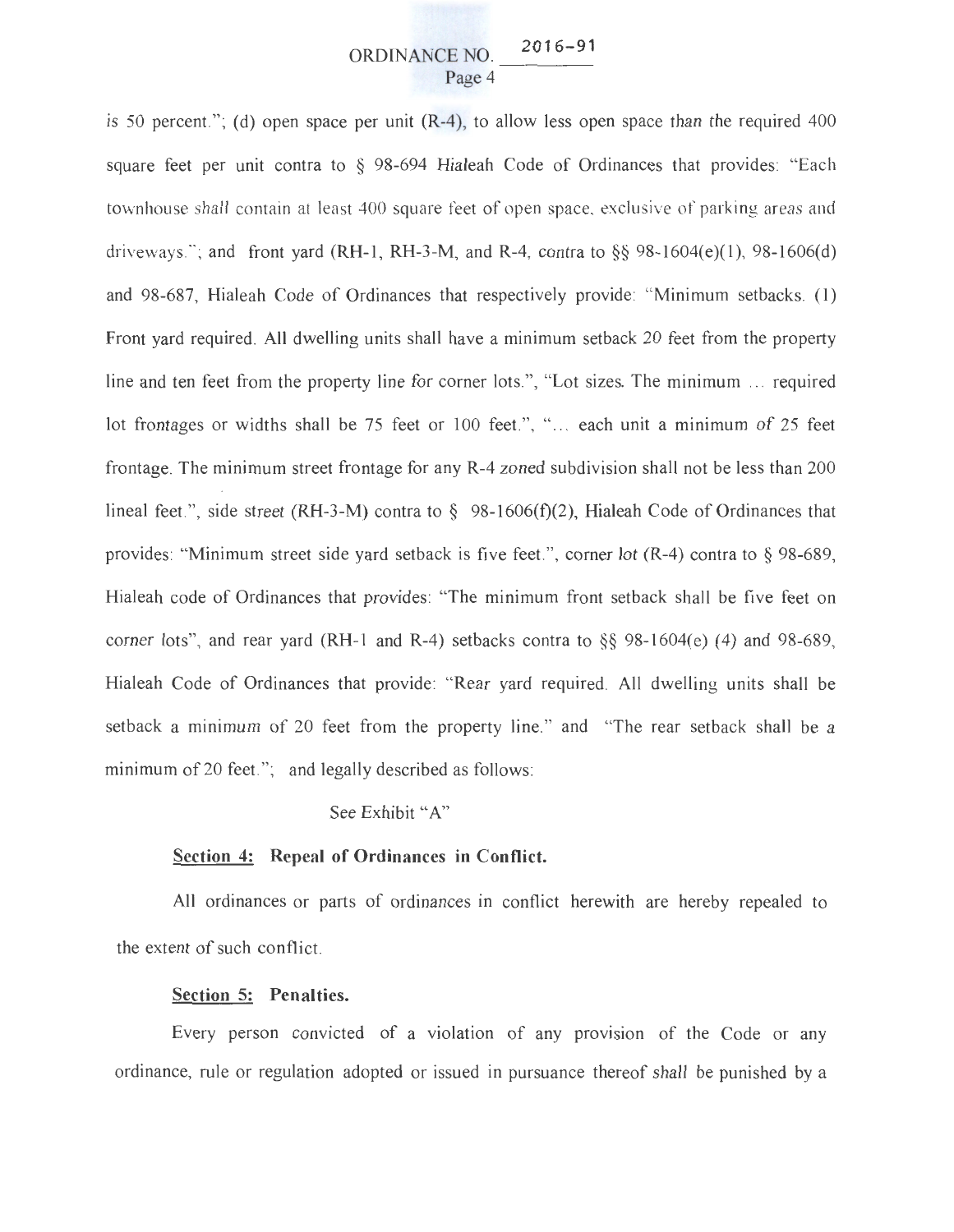is 50 percent."; (d) open space per unit (R-4), to allow less open space than the required 400 square feet per unit contra to § 98-694 Hialeah Code of Ordinances that provides: "Each townhouse shall contain at least 400 square feet of open space, exclusive of parking areas and driveways."; and front yard (RH-1, RH-3-M, and R-4, contra to §§ 98-1604(e)(1), 98-1606(d) and 98-687, Hialeah Code of Ordinances that respectively provide: "Minimum setbacks. (1) Front yard required. All dwelling units shall have a minimum setback 20 feet from the property line and ten feet from the property line for corner lots.", "Lot sizes. The minimum ... required lot frontages or widths shall be 75 feet or 100 feet.", "... each unit a minimum of 25 feet frontage. The minimum street frontage for any R-4 zoned subdivision shall not be less than 200 lineal feet.", side street (RH-3-M) contra to § 98-1606(f)(2), Hialeah Code of Ordinances that provides: "Minimum street side yard setback is five feet.", corner lot (R-4) contra to § 98-689, Hialeah code of Ordinances that provides: "The minimum front setback shall be five feet on corner lots", and rear yard (RH-1 and R-4) setbacks contra to §§ 98-1604(e) (4) and 98-689, Hialeah Code of Ordinances that provide: "Rear yard required. All dwelling units shall be setback a minimum of 20 feet from the property line." and "The rear setback shall be a minimum of 20 feet."; and legally described as follows:

See Exhibit "A"

**Section 4: Repeal of Ordinances in Conflict.**

All ordinances or parts of ordinances in conflict herewith are hereby repealed to the extent of such conflict.

**Section 5: Penalties.**

Every person convicted of a violation of any provision of the Code or any ordinance, rule or regulation adopted or issued in pursuance thereof shall be punished by a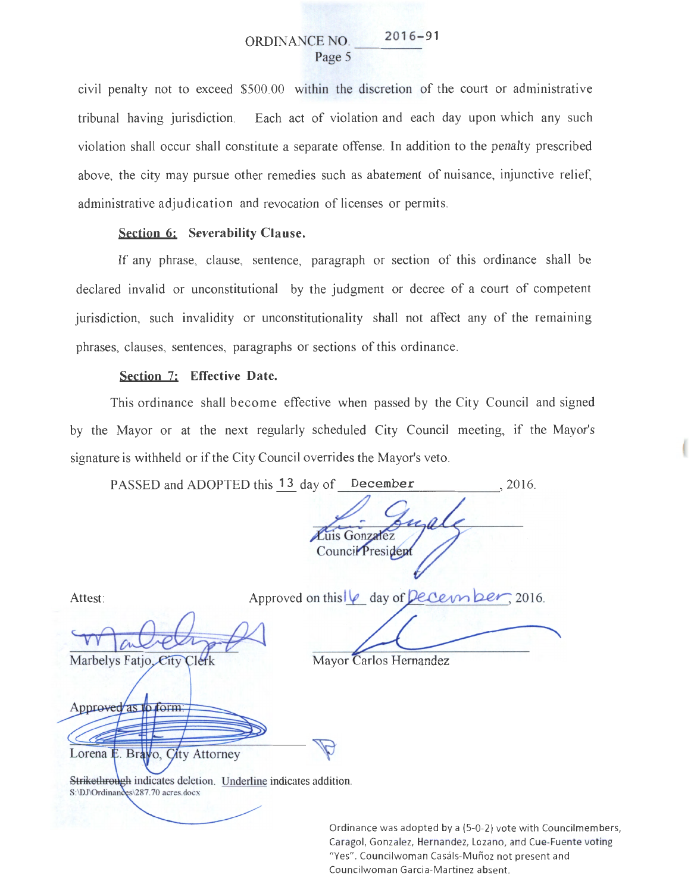ORDINANCE NO. 2016-91

civil penalty not to exceed $500.00 within the discretion of the court or administrative tribunal having jurisdiction. Each act of violation and each day upon which any such violation shall occur shall constitute a separate offense. In addition to the penalty prescribed above, the city may pursue other remedies such as abatement of nuisance, injunctive relief, administrative adjudication and revocation of licenses or permits.

**Section 6: Severability Clause.**

If any phrase, clause, sentence, paragraph or section of this ordinance shall be declared invalid or unconstitutional by the judgment or decree of a court of competent jurisdiction, such invalidity or unconstitutionality shall not affect any of the remaining phrases, clauses, sentences, paragraphs or sections of this ordinance.

**Section 7: Effective Date.**

This ordinance shall become effective when passed by the City Council and signed by the Mayor or at the next regularly scheduled City Council meeting, if the Mayor's signature is withheld or if the City Council overrides the Mayor's veto.

PASSED and ADOPTED this 13 day of December, 2016.

Luis Gonzalez
Council President

Attest:

Approved on this 16 day of December, 2016.

Marbelys Fatjo, City Clerk

Mayor Carlos Hernandez

Approved as to form:

Lorena E. Bravo, City Attorney

~~Strikethrough~~ indicates deletion. Underline indicates addition.
S:\DJ\Ordinances\287.70 acres.docx

Ordinance was adopted by a (5-0-2) vote with Councilmembers, Caragol, Gonzalez, Hernandez, Lozano, and Cue-Fuente voting "Yes". Councilwoman Casáls-Muñoz not present and Councilwoman Garcia-Martinez absent.